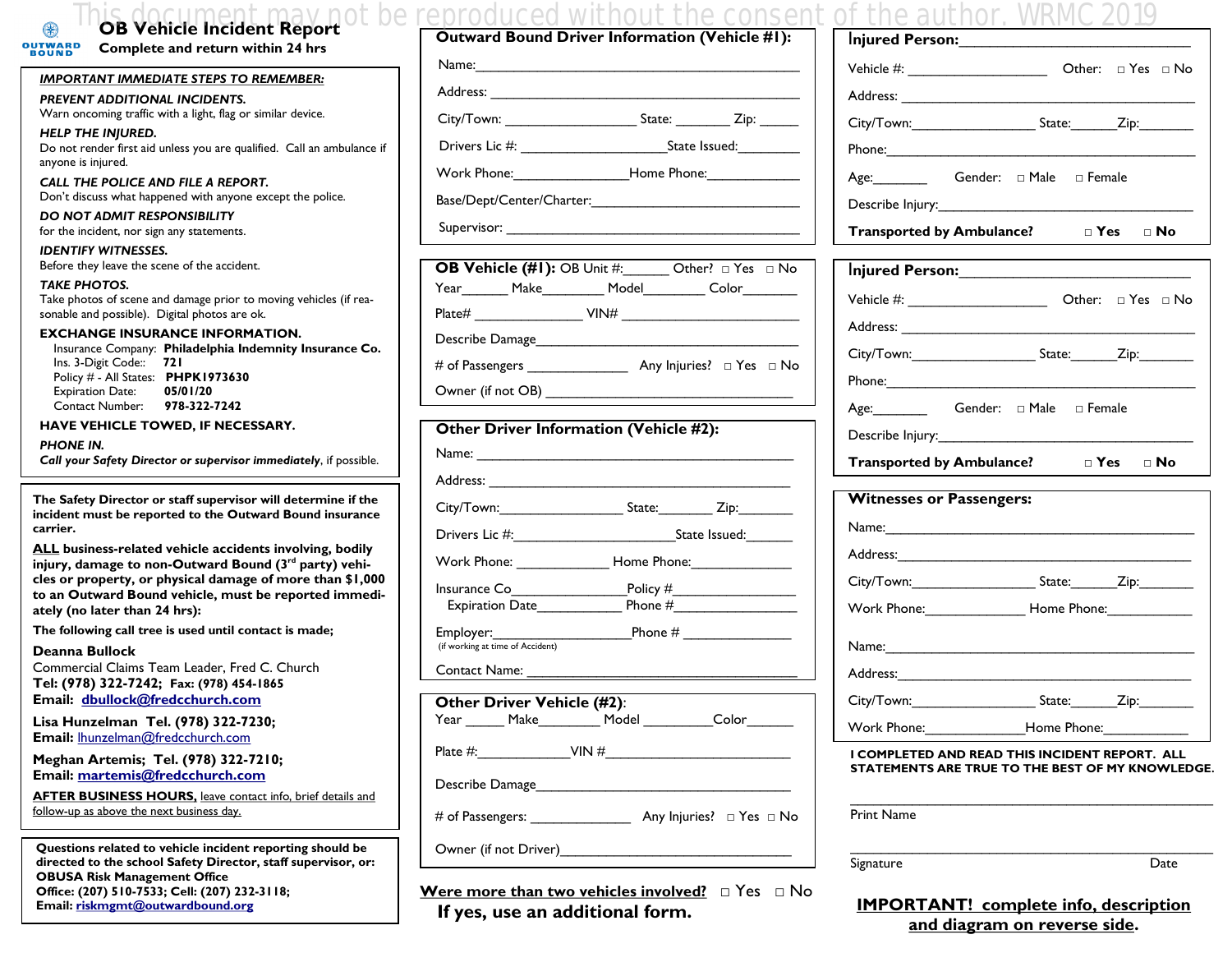This document may not be reproduced without the consent of the author. WRMC 2019

# OB Vehicle Incident Report

**Complete and return within 24 hrs**

***IMPORTANT IMMEDIATE STEPS TO REMEMBER:***

***PREVENT ADDITIONAL INCIDENTS.***
Warn oncoming traffic with a light, flag or similar device.

***HELP THE INJURED.***
Do not render first aid unless you are qualified. Call an ambulance if anyone is injured.

***CALL THE POLICE AND FILE A REPORT.***
Don't discuss what happened with anyone except the police.

***DO NOT ADMIT RESPONSIBILITY***
for the incident, nor sign any statements.

***IDENTIFY WITNESSES.***
Before they leave the scene of the accident.

***TAKE PHOTOS.***
Take photos of scene and damage prior to moving vehicles (if reasonable and possible). Digital photos are ok.

**EXCHANGE INSURANCE INFORMATION.**

- Insurance Company: **Philadelphia Indemnity Insurance Co.**
- Ins. 3-Digit Code:: **721**
- Policy # - All States: **PHPK1973630**
- Expiration Date: **05/01/20**
- Contact Number: **978-322-7242**

**HAVE VEHICLE TOWED, IF NECESSARY.**

***PHONE IN.***
***Call your Safety Director or supervisor immediately***, if possible.

**The Safety Director or staff supervisor will determine if the incident must be reported to the Outward Bound insurance carrier.**

**ALL business-related vehicle accidents involving, bodily injury, damage to non-Outward Bound (3rd party) vehicles or property, or physical damage of more than $1,000 to an Outward Bound vehicle, must be reported immediately (no later than 24 hrs):**

**The following call tree is used until contact is made;**

**Deanna Bullock**
Commercial Claims Team Leader, Fred C. Church
**Tel: (978) 322-7242; Fax: (978) 454-1865**
**Email: dbullock@fredcchurch.com**

**Lisa Hunzelman Tel. (978) 322-7230;**
**Email:** lhunzelman@fredcchurch.com

**Meghan Artemis; Tel. (978) 322-7210;**
**Email: martemis@fredcchurch.com**

**AFTER BUSINESS HOURS,** leave contact info, brief details and follow-up as above the next business day.

**Questions related to vehicle incident reporting should be directed to the school Safety Director, staff supervisor, or:**
**OBUSA Risk Management Office**
**Office: (207) 510-7533; Cell: (207) 232-3118;**
**Email: riskmgmt@outwardbound.org**

## Outward Bound Driver Information (Vehicle #1):

Name:\_\_\_\_\_\_\_\_\_\_\_\_\_\_\_\_\_\_\_\_\_\_\_\_\_\_\_\_\_\_\_\_\_\_\_\_

Address: \_\_\_\_\_\_\_\_\_\_\_\_\_\_\_\_\_\_\_\_\_\_\_\_\_\_\_\_\_\_\_\_\_\_\_\_

City/Town: \_\_\_\_\_\_\_\_\_\_\_\_\_\_ State: \_\_\_\_\_\_\_ Zip: \_\_\_\_\_

Drivers Lic #: \_\_\_\_\_\_\_\_\_\_\_\_\_\_\_\_\_State Issued:\_\_\_\_\_\_\_\_

Work Phone:\_\_\_\_\_\_\_\_\_\_\_\_\_\_Home Phone:\_\_\_\_\_\_\_\_\_\_\_\_

Base/Dept/Center/Charter:\_\_\_\_\_\_\_\_\_\_\_\_\_\_\_\_\_\_\_\_\_\_\_\_

Supervisor: \_\_\_\_\_\_\_\_\_\_\_\_\_\_\_\_\_\_\_\_\_\_\_\_\_\_\_\_\_\_\_\_\_\_

## OB Vehicle (#1):

OB Unit #:\_\_\_\_\_\_ Other? □ Yes □ No

Year\_\_\_\_\_\_ Make\_\_\_\_\_\_\_\_ Model\_\_\_\_\_\_\_\_ Color\_\_\_\_\_\_\_

Plate# \_\_\_\_\_\_\_\_\_\_\_\_\_\_ VIN# \_\_\_\_\_\_\_\_\_\_\_\_\_\_\_\_\_\_\_\_\_\_

Describe Damage\_\_\_\_\_\_\_\_\_\_\_\_\_\_\_\_\_\_\_\_\_\_\_\_\_\_\_\_\_\_\_

# of Passengers \_\_\_\_\_\_\_\_\_\_\_\_\_ Any Injuries? □ Yes □ No

Owner (if not OB) \_\_\_\_\_\_\_\_\_\_\_\_\_\_\_\_\_\_\_\_\_\_\_\_\_\_\_\_\_\_

## Other Driver Information (Vehicle #2):

Name: \_\_\_\_\_\_\_\_\_\_\_\_\_\_\_\_\_\_\_\_\_\_\_\_\_\_\_\_\_\_\_\_\_\_\_\_

Address: \_\_\_\_\_\_\_\_\_\_\_\_\_\_\_\_\_\_\_\_\_\_\_\_\_\_\_\_\_\_\_\_\_\_

City/Town:\_\_\_\_\_\_\_\_\_\_\_\_\_\_\_\_ State:\_\_\_\_\_\_\_ Zip:\_\_\_\_\_\_\_

Drivers Lic #:\_\_\_\_\_\_\_\_\_\_\_\_\_\_\_\_\_\_\_\_State Issued:\_\_\_\_\_\_

Work Phone: \_\_\_\_\_\_\_\_\_\_\_\_ Home Phone:\_\_\_\_\_\_\_\_\_\_\_\_\_

Insurance Co\_\_\_\_\_\_\_\_\_\_\_\_\_\_\_Policy #\_\_\_\_\_\_\_\_\_\_\_\_\_\_\_\_
Expiration Date\_\_\_\_\_\_\_\_\_\_\_ Phone #\_\_\_\_\_\_\_\_\_\_\_\_\_\_\_\_\_

Employer:\_\_\_\_\_\_\_\_\_\_\_\_\_\_\_\_\_\_Phone # \_\_\_\_\_\_\_\_\_\_\_\_\_\_
(if working at time of Accident)

Contact Name: \_\_\_\_\_\_\_\_\_\_\_\_\_\_\_\_\_\_\_\_\_\_\_\_\_\_\_\_\_\_\_\_\_

## Other Driver Vehicle (#2):

Year \_\_\_\_\_ Make\_\_\_\_\_\_\_\_ Model \_\_\_\_\_\_\_\_\_Color\_\_\_\_\_\_

Plate #:\_\_\_\_\_\_\_\_\_\_\_\_VIN #\_\_\_\_\_\_\_\_\_\_\_\_\_\_\_\_\_\_\_\_\_\_\_\_

Describe Damage\_\_\_\_\_\_\_\_\_\_\_\_\_\_\_\_\_\_\_\_\_\_\_\_\_\_\_\_\_\_\_

# of Passengers: \_\_\_\_\_\_\_\_\_\_\_\_\_ Any Injuries? □ Yes □ No

Owner (if not Driver)\_\_\_\_\_\_\_\_\_\_\_\_\_\_\_\_\_\_\_\_\_\_\_\_\_\_\_\_\_

**Were more than two vehicles involved?** □ Yes □ No
**If yes, use an additional form.**

## Injured Person:\_\_\_\_\_\_\_\_\_\_\_\_\_\_\_\_\_\_\_\_\_\_\_\_\_\_\_\_

Vehicle #: \_\_\_\_\_\_\_\_\_\_\_\_\_\_\_\_\_ Other: □ Yes □ No

Address: \_\_\_\_\_\_\_\_\_\_\_\_\_\_\_\_\_\_\_\_\_\_\_\_\_\_\_\_\_\_\_\_\_\_\_\_

City/Town:\_\_\_\_\_\_\_\_\_\_\_\_\_\_\_\_ State:\_\_\_\_\_\_Zip:\_\_\_\_\_\_\_

Phone:\_\_\_\_\_\_\_\_\_\_\_\_\_\_\_\_\_\_\_\_\_\_\_\_\_\_\_\_\_\_\_\_\_\_\_\_\_\_

Age:\_\_\_\_\_\_\_ Gender: □ Male □ Female

Describe Injury:\_\_\_\_\_\_\_\_\_\_\_\_\_\_\_\_\_\_\_\_\_\_\_\_\_\_\_\_\_\_\_

**Transported by Ambulance? □ Yes □ No**

## Injured Person:\_\_\_\_\_\_\_\_\_\_\_\_\_\_\_\_\_\_\_\_\_\_\_\_\_\_\_\_

Vehicle #: \_\_\_\_\_\_\_\_\_\_\_\_\_\_\_\_\_ Other: □ Yes □ No

Address: \_\_\_\_\_\_\_\_\_\_\_\_\_\_\_\_\_\_\_\_\_\_\_\_\_\_\_\_\_\_\_\_\_\_\_\_

City/Town:\_\_\_\_\_\_\_\_\_\_\_\_\_\_\_\_ State:\_\_\_\_\_\_Zip:\_\_\_\_\_\_\_

Phone:\_\_\_\_\_\_\_\_\_\_\_\_\_\_\_\_\_\_\_\_\_\_\_\_\_\_\_\_\_\_\_\_\_\_\_\_\_\_

Age:\_\_\_\_\_\_\_ Gender: □ Male □ Female

Describe Injury:\_\_\_\_\_\_\_\_\_\_\_\_\_\_\_\_\_\_\_\_\_\_\_\_\_\_\_\_\_\_\_

**Transported by Ambulance? □ Yes □ No**

## Witnesses or Passengers:

Name:\_\_\_\_\_\_\_\_\_\_\_\_\_\_\_\_\_\_\_\_\_\_\_\_\_\_\_\_\_\_\_\_\_\_\_\_\_\_

Address:\_\_\_\_\_\_\_\_\_\_\_\_\_\_\_\_\_\_\_\_\_\_\_\_\_\_\_\_\_\_\_\_\_\_\_\_

City/Town:\_\_\_\_\_\_\_\_\_\_\_\_\_\_\_\_ State:\_\_\_\_\_\_Zip:\_\_\_\_\_\_\_

Work Phone:\_\_\_\_\_\_\_\_\_\_\_\_\_ Home Phone:\_\_\_\_\_\_\_\_\_\_\_

Name:\_\_\_\_\_\_\_\_\_\_\_\_\_\_\_\_\_\_\_\_\_\_\_\_\_\_\_\_\_\_\_\_\_\_\_\_\_\_

Address:\_\_\_\_\_\_\_\_\_\_\_\_\_\_\_\_\_\_\_\_\_\_\_\_\_\_\_\_\_\_\_\_\_\_\_\_

City/Town:\_\_\_\_\_\_\_\_\_\_\_\_\_\_\_\_ State:\_\_\_\_\_\_Zip:\_\_\_\_\_\_\_

Work Phone:\_\_\_\_\_\_\_\_\_\_\_\_\_Home Phone:\_\_\_\_\_\_\_\_\_\_\_

**I COMPLETED AND READ THIS INCIDENT REPORT. ALL STATEMENTS ARE TRUE TO THE BEST OF MY KNOWLEDGE.**

\_\_\_\_\_\_\_\_\_\_\_\_\_\_\_\_\_\_\_\_\_\_\_\_\_\_\_\_\_\_\_\_\_\_\_\_\_\_\_\_\_\_\_\_
Print Name

\_\_\_\_\_\_\_\_\_\_\_\_\_\_\_\_\_\_\_\_\_\_\_\_\_\_\_\_\_\_\_\_\_\_\_\_\_\_\_\_\_\_\_\_
Signature Date

**IMPORTANT! complete info, description and diagram on reverse side.**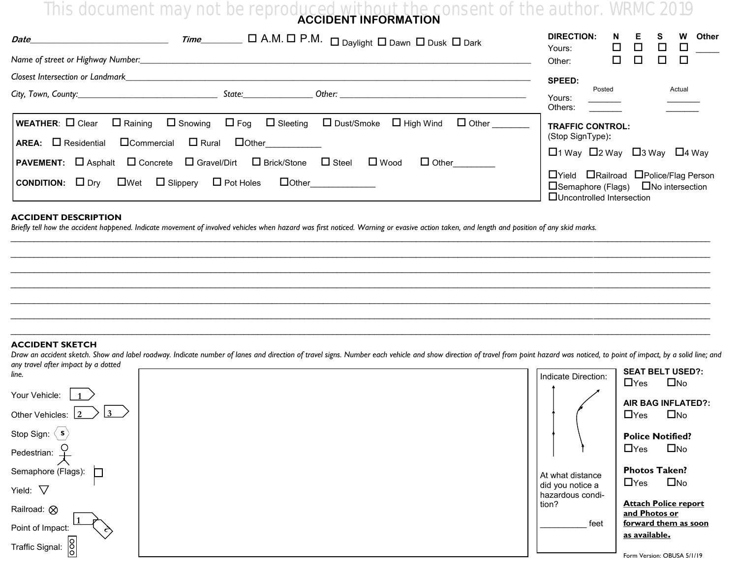This document may not be reproduced without the consent of the author. WRMC 2019

# ACCIDENT INFORMATION

*Date*______________________________ *Time*________ ☐ A.M. ☐ P.M. ☐ Daylight ☐ Dawn ☐ Dusk ☐ Dark

*Name of street or Highway Number:*______________________________________________________________

*Closest Intersection or Landmark*______________________________________________________________

*City, Town, County:*______________________________ *State:*_______________ *Other:* ____________________________________________

**DIRECTION:**

| | N | E | S | W | Other |
|---|---|---|---|---|---|
| Yours: | ☐ | ☐ | ☐ | ☐ | _____ |
| Other: | ☐ | ☐ | ☐ | ☐ | |

**SPEED:**

| | Posted | Actual |
|---|---|---|
| Yours: | _______ | _______ |
| Others: | _______ | _______ |

**WEATHER**: ☐ Clear ☐ Raining ☐ Snowing ☐ Fog ☐ Sleeting ☐ Dust/Smoke ☐ High Wind ☐ Other ________

**AREA:** ☐ Residential ☐ Commercial ☐ Rural ☐ Other____________

**PAVEMENT:** ☐ Asphalt ☐ Concrete ☐ Gravel/Dirt ☐ Brick/Stone ☐ Steel ☐ Wood ☐ Other_________

**CONDITION:** ☐ Dry ☐ Wet ☐ Slippery ☐ Pot Holes ☐ Other______________

**TRAFFIC CONTROL:**
(Stop SignType)**:**

☐ 1 Way ☐ 2 Way ☐ 3 Way ☐ 4 Way

☐ Yield ☐ Railroad ☐ Police/Flag Person
☐ Semaphore (Flags) ☐ No intersection
☐ Uncontrolled Intersection

## ACCIDENT DESCRIPTION

*Briefly tell how the accident happened. Indicate movement of involved vehicles when hazard was first noticed. Warning or evasive action taken, and length and position of any skid marks.*

________________________________________________________________________________________________

________________________________________________________________________________________________

________________________________________________________________________________________________

________________________________________________________________________________________________

________________________________________________________________________________________________

________________________________________________________________________________________________

________________________________________________________________________________________________

## ACCIDENT SKETCH

*Draw an accident sketch. Show and label roadway. Indicate number of lanes and direction of travel signs. Number each vehicle and show direction of travel from point hazard was noticed, to point of impact, by a solid line; and any travel after impact by a dotted line.*

Your Vehicle: 1

Other Vehicles: 2 3

Stop Sign: S

Pedestrian:

Semaphore (Flags):

Yield: ▽

Railroad: ⊗

Point of Impact: 1 2

Traffic Signal:

Indicate Direction:

At what distance did you notice a hazardous condition?

__________ feet

**SEAT BELT USED?:**
☐ Yes ☐ No

**AIR BAG INFLATED?:**
☐ Yes ☐ No

**Police Notified?**
☐ Yes ☐ No

**Photos Taken?**
☐ Yes ☐ No

**Attach Police report and Photos or forward them as soon as available.**

Form Version: OBUSA 5/1/19